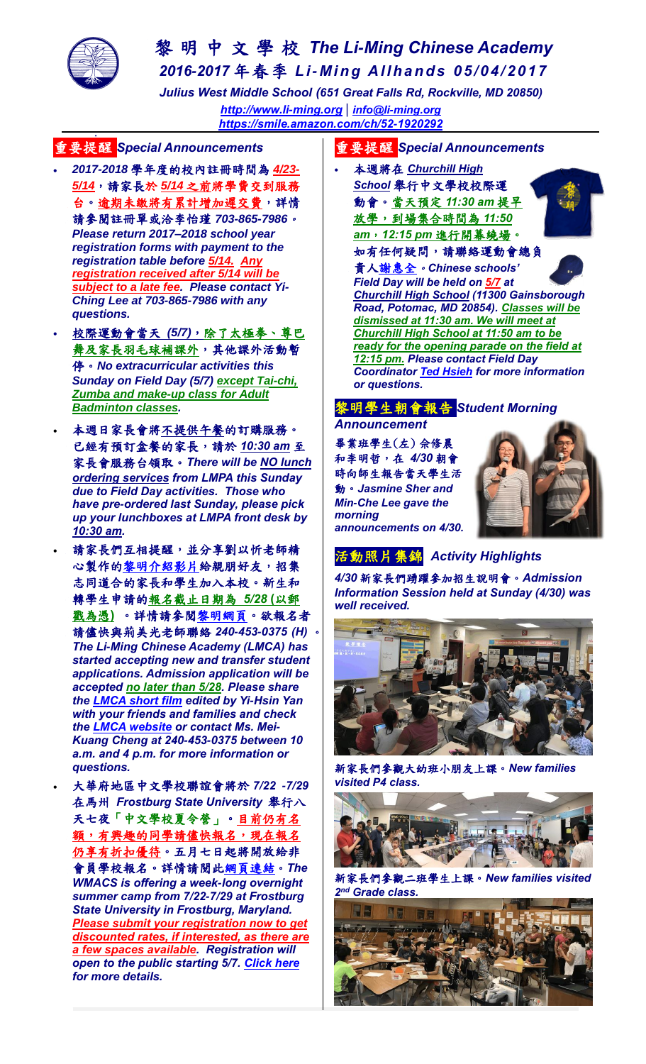# 黎明中文學校 The Li-Ming Chinese Academy

## 2016-2017 年春季 Li-Ming Allhands 05/04/2017

*Julius West Middle School (651 Great Falls Rd, Rockville, MD 20850)*

*http://www.li-ming.org | info@li-ming.org*

*https://smile.amazon.com/ch/52-1920292*

## 重要提醒 Special Announcements

- ***2017-2018 學年度的校內註冊時間為 4/23-5/14，請家長於 5/14 之前將學費交到服務台。逾期未繳將有累計增加遲交費，詳情請參閱註冊單或洽李怡瑾 703-865-7986。Please return 2017–2018 school year registration forms with payment to the registration table before 5/14. Any registration received after 5/14 will be subject to a late fee. Please contact Yi-Ching Lee at 703-865-7986 with any questions.***
- ***校際運動會當天 (5/7)，除了太極拳、尊巴舞及家長羽毛球補課外，其他課外活動暫停。No extracurricular activities this Sunday on Field Day (5/7) except Tai-chi, Zumba and make-up class for Adult Badminton classes.***
- ***本週日家長會將不提供午餐的訂購服務。已經有預訂盒餐的家長，請於 10:30 am 至家長會服務台領取。There will be NO lunch ordering services from LMPA this Sunday due to Field Day activities. Those who have pre-ordered last Sunday, please pick up your lunchboxes at LMPA front desk by 10:30 am.***
- ***請家長們互相提醒，並分享劉以忻老師精心製作的黎明介紹影片給親朋好友，招集志同道合的家長和學生加入本校。新生和轉學生申請的報名截止日期為 5/28 (以郵戳為憑)。詳情請參閱黎明網頁。欲報名者請儘快與荊美光老師聯絡 240-453-0375 (H)。The Li-Ming Chinese Academy (LMCA) has started accepting new and transfer student applications. Admission application will be accepted no later than 5/28. Please share the LMCA short film edited by Yi-Hsin Yan with your friends and families and check the LMCA website or contact Ms. Mei-Kuang Cheng at 240-453-0375 between 10 a.m. and 4 p.m. for more information or questions.***
- ***大華府地區中文學校聯誼會將於 7/22 -7/29 在馬州 Frostburg State University 舉行八天七夜「中文學校夏令營」。目前仍有名額，有興趣的同學請儘快報名，現在報名仍享有折扣優待。五月七日起將開放給非會員學校報名。詳情請閱此網頁連結。The WMACS is offering a week-long overnight summer camp from 7/22-7/29 at Frostburg State University in Frostburg, Maryland. Please submit your registration now to get discounted rates, if interested, as there are a few spaces available. Registration will open to the public starting 5/7. Click here for more details.***

## 重要提醒 Special Announcements

- ***本週將在 Churchill High School 舉行中文學校校際運動會。當天預定 11:30 am 提早放學，到場集合時間為 11:50 am，12:15 pm 進行開幕繞場。如有任何疑問，請聯絡運動會總負責人謝惠全。Chinese schools' Field Day will be held on 5/7 at Churchill High School (11300 Gainsborough Road, Potomac, MD 20854). Classes will be dismissed at 11:30 am. We will meet at Churchill High School at 11:50 am to be ready for the opening parade on the field at 12:15 pm. Please contact Field Day Coordinator Ted Hsieh for more information or questions.***

## 黎明學生朝會報告 Student Morning Announcement

***畢業班學生(左)佘修晨和李明哲，在 4/30 朝會時向師生報告當天學生活動。Jasmine Sher and Min-Che Lee gave the morning announcements on 4/30.***

## 活動照片集錦 Activity Highlights

***4/30 新家長們踴躍參加招生說明會。Admission Information Session held at Sunday (4/30) was well received.***

***新家長們參觀大幼班小朋友上課。New families visited P4 class.***

***新家長們參觀二班學生上課。New families visited 2nd Grade class.***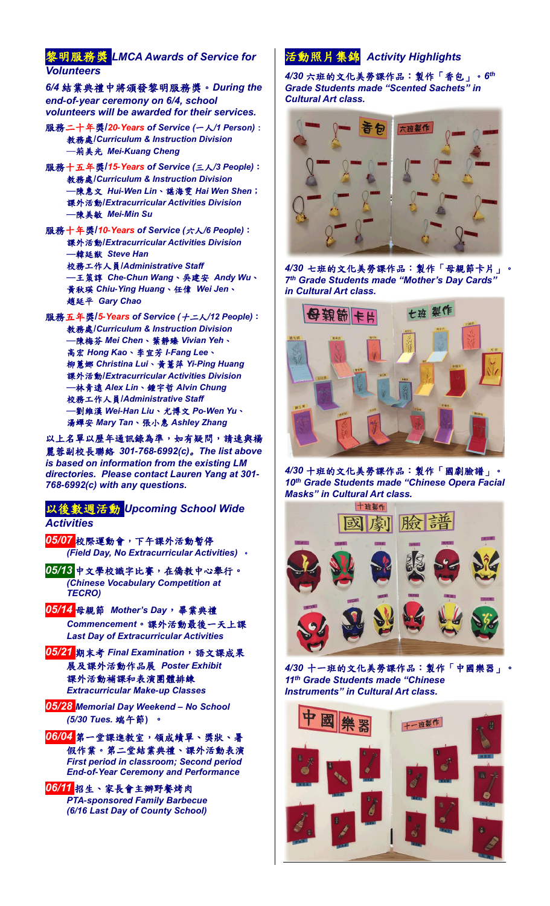## 黎明服務獎 *LMCA Awards of Service for Volunteers*

***6/4*** **結業典禮中將頒發黎明服務獎。*During the end-of-year ceremony on 6/4, school volunteers will be awarded for their services.***

**服務二十年獎/*20-Years of Service (一人/1 Person)*：**
- 教務處/*Curriculum & Instruction Division*
- —荊美光 *Mei-Kuang Cheng*

**服務十五年獎/*15-Years of Service (三人/3 People)*：**
- 教務處/*Curriculum & Instruction Division*
- —陳惠文 *Hui-Wen Lin*、諶海雯 *Hai Wen Shen*；
- 課外活動/*Extracurricular Activities Division*
- —陳美敏 *Mei-Min Su*

**服務十年獎/*10-Years of Service (六人/6 People)*：**
- 課外活動/*Extracurricular Activities Division*
- —韓廷猷 *Steve Han*
- 校務工作人員/*Administrative Staff*
- —王策諄 *Che-Chun Wang*、吳建安 *Andy Wu*、黃秋瑛 *Chiu-Ying Huang*、任偉 *Wei Jen*、趙延平 *Gary Chao*

**服務五年獎/*5-Years of Service (十二人/12 People)*：**
- 教務處/*Curriculum & Instruction Division*
- —陳梅芬 *Mei Chen*、葉靜臻 *Vivian Yeh*、高宏 *Hong Kao*、李宜芳 *I-Fang Lee*、柳蕙娜 *Christina Lui*、黃薏萍 *Yi-Ping Huang*
- 課外活動/*Extracurricular Activities Division*
- —林青遠 *Alex Lin*、鍾宇哲 *Alvin Chung*
- 校務工作人員/*Administrative Staff*
- —劉維漢 *Wei-Han Liu*、尤博文 *Po-Wen Yu*、湯嬋安 *Mary Tan*、張小惠 *Ashley Zhang*

**以上名單以歷年通訊錄為準，如有疑問，請速與楊麗蓉副校長聯絡 *301-768-6992(c)*。*The list above is based on information from the existing LM directories. Please contact Lauren Yang at 301-768-6992(c) with any questions.***

## 以後數週活動 *Upcoming School Wide Activities*

**05/07** 校際運動會，下午課外活動暫停 *(Field Day, No Extracurricular Activities)* 。

**05/13** 中文學校識字比賽，在僑教中心舉行。*(Chinese Vocabulary Competition at TECRO)*

**05/14** 母親節 *Mother's Day*，畢業典禮 *Commencement*。課外活動最後一天上課 *Last Day of Extracurricular Activities*

**05/21** 期末考 *Final Examination*，語文課成果展及課外活動作品展 *Poster Exhibit* 課外活動補課和表演團體排練 *Extracurricular Make-up Classes*

**05/28** *Memorial Day Weekend – No School (5/30 Tues.* 端午節*)* 。

**06/04** 第一堂課進教室，領成績單、獎狀、暑假作業。第二堂結業典禮、課外活動表演 *First period in classroom; Second period End-of-Year Ceremony and Performance*

**06/11** 招生、家長會主辦野餐烤肉 *PTA-sponsored Family Barbecue (6/16 Last Day of County School)*

## 活動照片集錦 *Activity Highlights*

***4/30*** **六班的文化美勞課作品：製作「香包」。*6th Grade Students made "Scented Sachets" in Cultural Art class.***

香包
六班製作

***4/30*** **七班的文化美勞課作品：製作「母親節卡片」。*7th Grade Students made "Mother's Day Cards" in Cultural Art class.***

母親節卡片
七班製作

***4/30*** **十班的文化美勞課作品：製作「國劇臉譜」。*10th Grade Students made "Chinese Opera Facial Masks" in Cultural Art class.***

十班製作
國劇臉譜

***4/30*** **十一班的文化美勞課作品：製作「中國樂器」。*11th Grade Students made "Chinese Instruments" in Cultural Art class.***

中國樂器
十一班製作